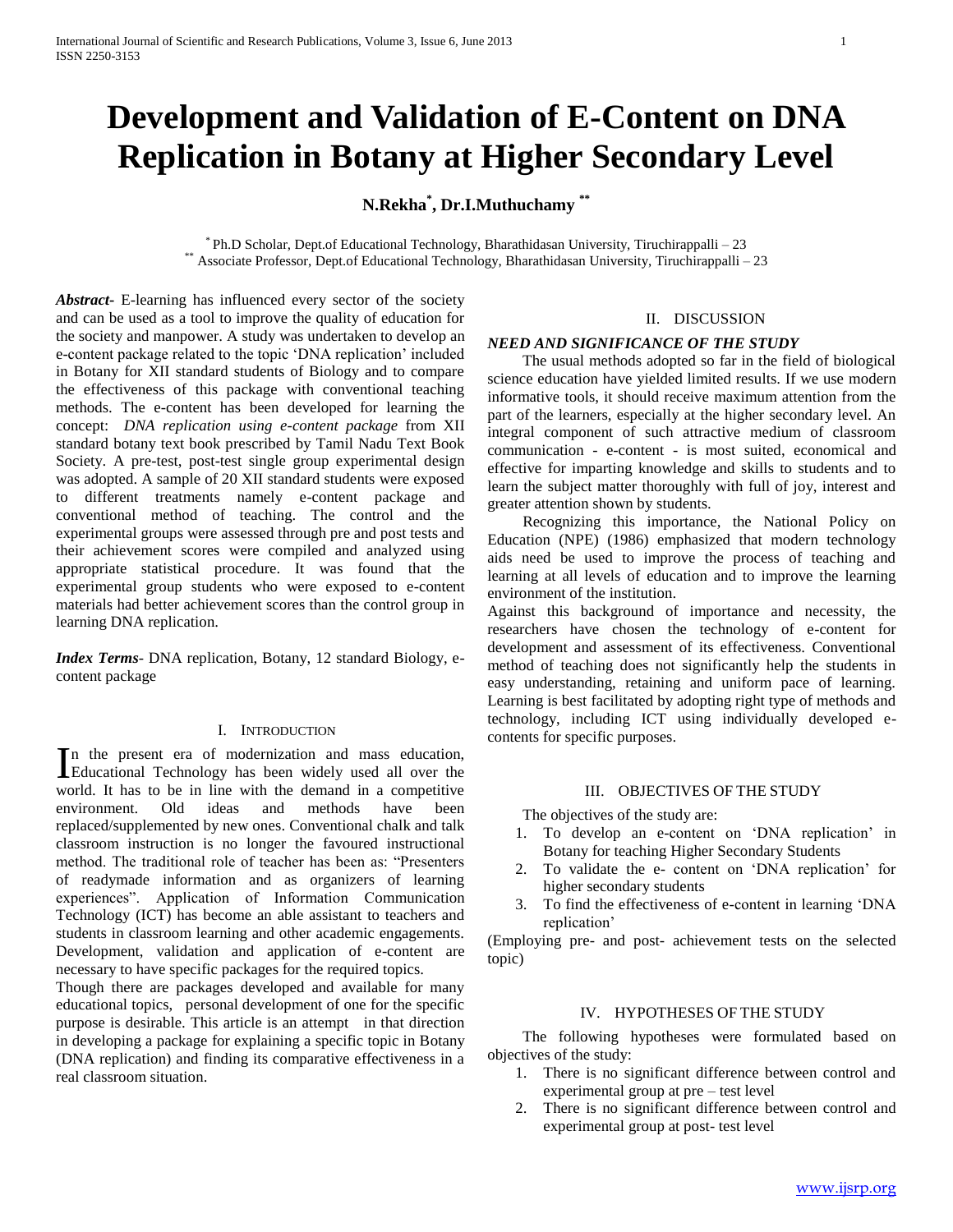# Development and Validation of E-Content on DNA Replication in Botany at Higher Secondary Level

**N.Rekha[*], Dr.I.Muthuchamy[**]**

[*] Ph.D Scholar, Dept.of Educational Technology, Bharathidasan University, Tiruchirappalli – 23
[**] Associate Professor, Dept.of Educational Technology, Bharathidasan University, Tiruchirappalli – 23

***Abstract-*** E-learning has influenced every sector of the society and can be used as a tool to improve the quality of education for the society and manpower. A study was undertaken to develop an e-content package related to the topic 'DNA replication' included in Botany for XII standard students of Biology and to compare the effectiveness of this package with conventional teaching methods. The e-content has been developed for learning the concept: *DNA replication using e-content package* from XII standard botany text book prescribed by Tamil Nadu Text Book Society. A pre-test, post-test single group experimental design was adopted. A sample of 20 XII standard students were exposed to different treatments namely e-content package and conventional method of teaching. The control and the experimental groups were assessed through pre and post tests and their achievement scores were compiled and analyzed using appropriate statistical procedure. It was found that the experimental group students who were exposed to e-content materials had better achievement scores than the control group in learning DNA replication.

***Index Terms-*** DNA replication, Botany, 12 standard Biology, e-content package

## I. Introduction

In the present era of modernization and mass education, Educational Technology has been widely used all over the world. It has to be in line with the demand in a competitive environment. Old ideas and methods have been replaced/supplemented by new ones. Conventional chalk and talk classroom instruction is no longer the favoured instructional method. The traditional role of teacher has been as: "Presenters of readymade information and as organizers of learning experiences". Application of Information Communication Technology (ICT) has become an able assistant to teachers and students in classroom learning and other academic engagements. Development, validation and application of e-content are necessary to have specific packages for the required topics.

Though there are packages developed and available for many educational topics, personal development of one for the specific purpose is desirable. This article is an attempt in that direction in developing a package for explaining a specific topic in Botany (DNA replication) and finding its comparative effectiveness in a real classroom situation.

## II. Discussion

### *NEED AND SIGNIFICANCE OF THE STUDY*

The usual methods adopted so far in the field of biological science education have yielded limited results. If we use modern informative tools, it should receive maximum attention from the part of the learners, especially at the higher secondary level. An integral component of such attractive medium of classroom communication - e-content - is most suited, economical and effective for imparting knowledge and skills to students and to learn the subject matter thoroughly with full of joy, interest and greater attention shown by students.

Recognizing this importance, the National Policy on Education (NPE) (1986) emphasized that modern technology aids need be used to improve the process of teaching and learning at all levels of education and to improve the learning environment of the institution.

Against this background of importance and necessity, the researchers have chosen the technology of e-content for development and assessment of its effectiveness. Conventional method of teaching does not significantly help the students in easy understanding, retaining and uniform pace of learning. Learning is best facilitated by adopting right type of methods and technology, including ICT using individually developed e-contents for specific purposes.

## III. Objectives of the Study

The objectives of the study are:

1. To develop an e-content on 'DNA replication' in Botany for teaching Higher Secondary Students
2. To validate the e- content on 'DNA replication' for higher secondary students
3. To find the effectiveness of e-content in learning 'DNA replication'

(Employing pre- and post- achievement tests on the selected topic)

## IV. Hypotheses of the Study

The following hypotheses were formulated based on objectives of the study:

1. There is no significant difference between control and experimental group at pre – test level
2. There is no significant difference between control and experimental group at post- test level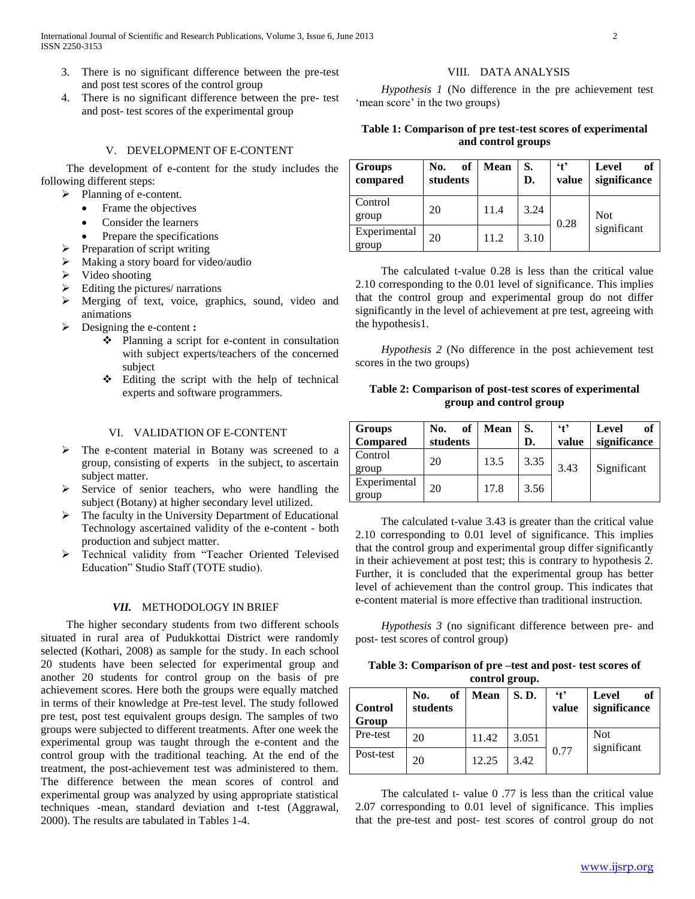3. There is no significant difference between the pre-test and post test scores of the control group
4. There is no significant difference between the pre- test and post- test scores of the experimental group

## V. DEVELOPMENT OF E-CONTENT

The development of e-content for the study includes the following different steps:

- Planning of e-content.
  - Frame the objectives
  - Consider the learners
  - Prepare the specifications
- Preparation of script writing
- Making a story board for video/audio
- Video shooting
- Editing the pictures/ narrations
- Merging of text, voice, graphics, sound, video and animations
- Designing the e-content **:**
  - Planning a script for e-content in consultation with subject experts/teachers of the concerned subject
  - Editing the script with the help of technical experts and software programmers.

## VI. VALIDATION OF E-CONTENT

- The e-content material in Botany was screened to a group, consisting of experts in the subject, to ascertain subject matter.
- Service of senior teachers, who were handling the subject (Botany) at higher secondary level utilized.
- The faculty in the University Department of Educational Technology ascertained validity of the e-content - both production and subject matter.
- Technical validity from "Teacher Oriented Televised Education" Studio Staff (TOTE studio).

## *VII.* METHODOLOGY IN BRIEF

The higher secondary students from two different schools situated in rural area of Pudukkottai District were randomly selected (Kothari, 2008) as sample for the study. In each school 20 students have been selected for experimental group and another 20 students for control group on the basis of pre achievement scores. Here both the groups were equally matched in terms of their knowledge at Pre-test level. The study followed pre test, post test equivalent groups design. The samples of two groups were subjected to different treatments. After one week the experimental group was taught through the e-content and the control group with the traditional teaching. At the end of the treatment, the post-achievement test was administered to them. The difference between the mean scores of control and experimental group was analyzed by using appropriate statistical techniques -mean, standard deviation and t-test (Aggrawal, 2000). The results are tabulated in Tables 1-4.

## VIII. DATA ANALYSIS

*Hypothesis 1* (No difference in the pre achievement test 'mean score' in the two groups)

**Table 1: Comparison of pre test-test scores of experimental and control groups**

| Groups compared | No. of students | Mean | S. D. | 't' value | Level of significance |
|---|---|---|---|---|---|
| Control group | 20 | 11.4 | 3.24 | 0.28 | Not significant |
| Experimental group | 20 | 11.2 | 3.10 | | |

The calculated t-value 0.28 is less than the critical value 2.10 corresponding to the 0.01 level of significance. This implies that the control group and experimental group do not differ significantly in the level of achievement at pre test, agreeing with the hypothesis1.

*Hypothesis 2* (No difference in the post achievement test scores in the two groups)

**Table 2: Comparison of post-test scores of experimental group and control group**

| Groups Compared | No. of students | Mean | S. D. | 't' value | Level of significance |
|---|---|---|---|---|---|
| Control group | 20 | 13.5 | 3.35 | 3.43 | Significant |
| Experimental group | 20 | 17.8 | 3.56 | | |

The calculated t-value 3.43 is greater than the critical value 2.10 corresponding to 0.01 level of significance. This implies that the control group and experimental group differ significantly in their achievement at post test; this is contrary to hypothesis 2. Further, it is concluded that the experimental group has better level of achievement than the control group. This indicates that e-content material is more effective than traditional instruction.

*Hypothesis 3* (no significant difference between pre- and post- test scores of control group)

**Table 3: Comparison of pre –test and post- test scores of control group.**

| Control Group | No. of students | Mean | S. D. | 't' value | Level of significance |
|---|---|---|---|---|---|
| Pre-test | 20 | 11.42 | 3.051 | 0.77 | Not significant |
| Post-test | 20 | 12.25 | 3.42 | | |

The calculated t- value 0 .77 is less than the critical value 2.07 corresponding to 0.01 level of significance. This implies that the pre-test and post- test scores of control group do not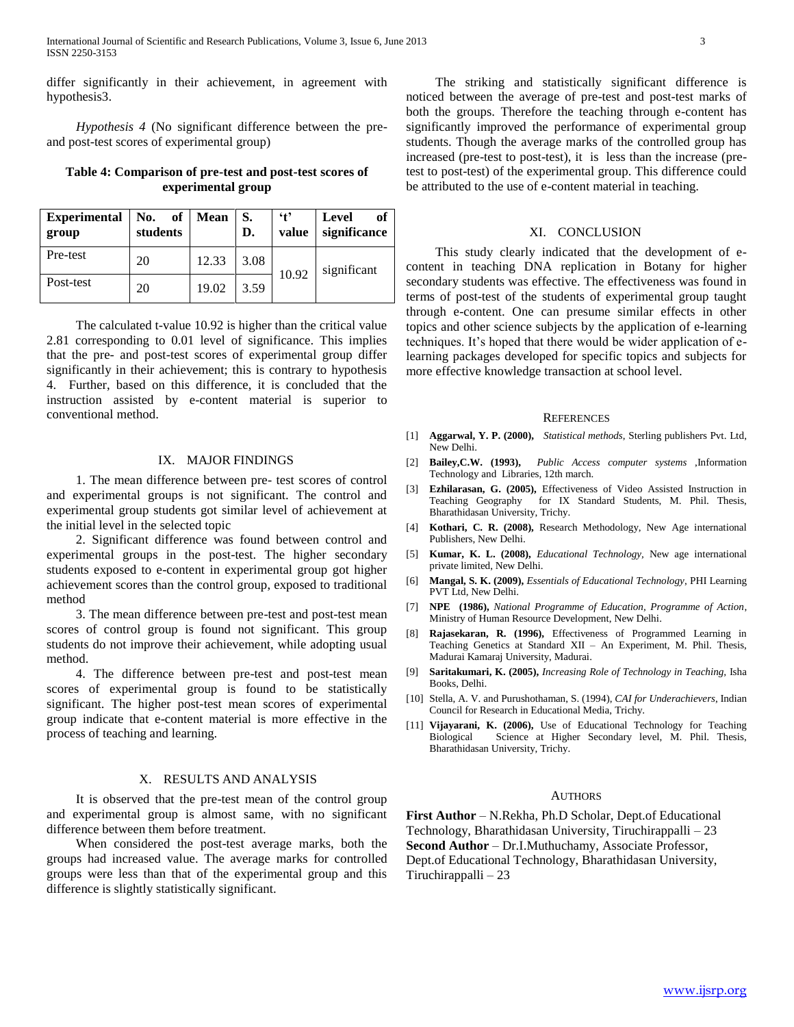differ significantly in their achievement, in agreement with hypothesis3.

*Hypothesis 4* (No significant difference between the pre- and post-test scores of experimental group)

**Table 4: Comparison of pre-test and post-test scores of experimental group**

| Experimental group | No. of students | Mean | S. D. | 't' value | Level of significance |
|---|---|---|---|---|---|
| Pre-test | 20 | 12.33 | 3.08 | 10.92 | significant |
| Post-test | 20 | 19.02 | 3.59 | | |

The calculated t-value 10.92 is higher than the critical value 2.81 corresponding to 0.01 level of significance. This implies that the pre- and post-test scores of experimental group differ significantly in their achievement; this is contrary to hypothesis 4. Further, based on this difference, it is concluded that the instruction assisted by e-content material is superior to conventional method.

## IX. MAJOR FINDINGS

1. The mean difference between pre- test scores of control and experimental groups is not significant. The control and experimental group students got similar level of achievement at the initial level in the selected topic

2. Significant difference was found between control and experimental groups in the post-test. The higher secondary students exposed to e-content in experimental group got higher achievement scores than the control group, exposed to traditional method

3. The mean difference between pre-test and post-test mean scores of control group is found not significant. This group students do not improve their achievement, while adopting usual method.

4. The difference between pre-test and post-test mean scores of experimental group is found to be statistically significant. The higher post-test mean scores of experimental group indicate that e-content material is more effective in the process of teaching and learning.

## X. RESULTS AND ANALYSIS

It is observed that the pre-test mean of the control group and experimental group is almost same, with no significant difference between them before treatment.

When considered the post-test average marks, both the groups had increased value. The average marks for controlled groups were less than that of the experimental group and this difference is slightly statistically significant.

The striking and statistically significant difference is noticed between the average of pre-test and post-test marks of both the groups. Therefore the teaching through e-content has significantly improved the performance of experimental group students. Though the average marks of the controlled group has increased (pre-test to post-test), it is less than the increase (pre-test to post-test) of the experimental group. This difference could be attributed to the use of e-content material in teaching.

## XI. CONCLUSION

This study clearly indicated that the development of e-content in teaching DNA replication in Botany for higher secondary students was effective. The effectiveness was found in terms of post-test of the students of experimental group taught through e-content. One can presume similar effects in other topics and other science subjects by the application of e-learning techniques. It's hoped that there would be wider application of e-learning packages developed for specific topics and subjects for more effective knowledge transaction at school level.

## REFERENCES

[1] **Aggarwal, Y. P. (2000),** *Statistical methods*, Sterling publishers Pvt. Ltd, New Delhi.

[2] **Bailey,C.W. (1993),** *Public Access computer systems* ,Information Technology and Libraries, 12th march.

[3] **Ezhilarasan, G. (2005),** Effectiveness of Video Assisted Instruction in Teaching Geography for IX Standard Students, M. Phil. Thesis, Bharathidasan University, Trichy.

[4] **Kothari, C. R. (2008),** Research Methodology, New Age international Publishers, New Delhi.

[5] **Kumar, K. L. (2008),** *Educational Technology*, New age international private limited, New Delhi.

[6] **Mangal, S. K. (2009),** *Essentials of Educational Technology*, PHI Learning PVT Ltd, New Delhi.

[7] **NPE (1986),** *National Programme of Education, Programme of Action*, Ministry of Human Resource Development, New Delhi.

[8] **Rajasekaran, R. (1996),** Effectiveness of Programmed Learning in Teaching Genetics at Standard XII – An Experiment, M. Phil. Thesis, Madurai Kamaraj University, Madurai.

[9] **Saritakumari, K. (2005),** *Increasing Role of Technology in Teaching*, Isha Books, Delhi.

[10] Stella, A. V. and Purushothaman, S. (1994), *CAI for Underachievers*, Indian Council for Research in Educational Media, Trichy.

[11] **Vijayarani, K. (2006),** Use of Educational Technology for Teaching Biological Science at Higher Secondary level, M. Phil. Thesis, Bharathidasan University, Trichy.

## AUTHORS

**First Author** – N.Rekha, Ph.D Scholar, Dept.of Educational Technology, Bharathidasan University, Tiruchirappalli – 23

**Second Author** – Dr.I.Muthuchamy, Associate Professor, Dept.of Educational Technology, Bharathidasan University, Tiruchirappalli – 23